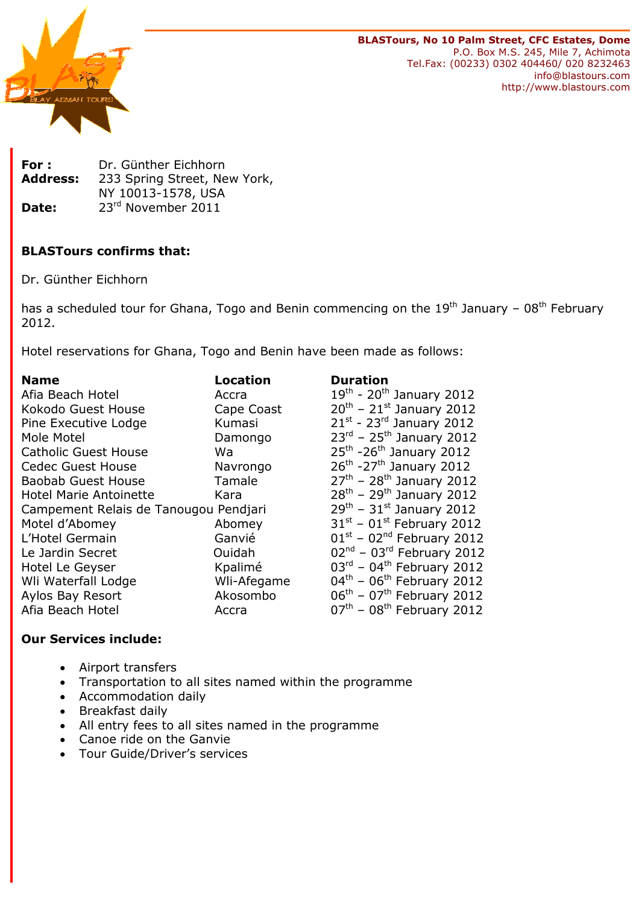**BLASTours, No 10 Palm Street, CFC Estates, Dome**
P.O. Box M.S. 245, Mile 7, Achimota
Tel.Fax: (00233) 0302 404460/ 020 8232463
info@blastours.com
http://www.blastours.com

**For :** Dr. Günther Eichhorn
**Address:** 233 Spring Street, New York, NY 10013-1578, USA
**Date:** 23rd November 2011

**BLASTours confirms that:**

Dr. Günther Eichhorn

has a scheduled tour for Ghana, Togo and Benin commencing on the 19th January – 08th February 2012.

Hotel reservations for Ghana, Togo and Benin have been made as follows:

| Name | Location | Duration |
|---|---|---|
| Afia Beach Hotel | Accra | 19th - 20th January 2012 |
| Kokodo Guest House | Cape Coast | 20th – 21st January 2012 |
| Pine Executive Lodge | Kumasi | 21st - 23rd January 2012 |
| Mole Motel | Damongo | 23rd – 25th January 2012 |
| Catholic Guest House | Wa | 25th -26th January 2012 |
| Cedec Guest House | Navrongo | 26th -27th January 2012 |
| Baobab Guest House | Tamale | 27th – 28th January 2012 |
| Hotel Marie Antoinette | Kara | 28th – 29th January 2012 |
| Campement Relais de Tanougou | Pendjari | 29th – 31st January 2012 |
| Motel d'Abomey | Abomey | 31st – 01st February 2012 |
| L'Hotel Germain | Ganvié | 01st – 02nd February 2012 |
| Le Jardin Secret | Ouidah | 02nd – 03rd February 2012 |
| Hotel Le Geyser | Kpalimé | 03rd – 04th February 2012 |
| Wli Waterfall Lodge | Wli-Afegame | 04th – 06th February 2012 |
| Aylos Bay Resort | Akosombo | 06th – 07th February 2012 |
| Afia Beach Hotel | Accra | 07th – 08th February 2012 |

**Our Services include:**

- Airport transfers
- Transportation to all sites named within the programme
- Accommodation daily
- Breakfast daily
- All entry fees to all sites named in the programme
- Canoe ride on the Ganvie
- Tour Guide/Driver's services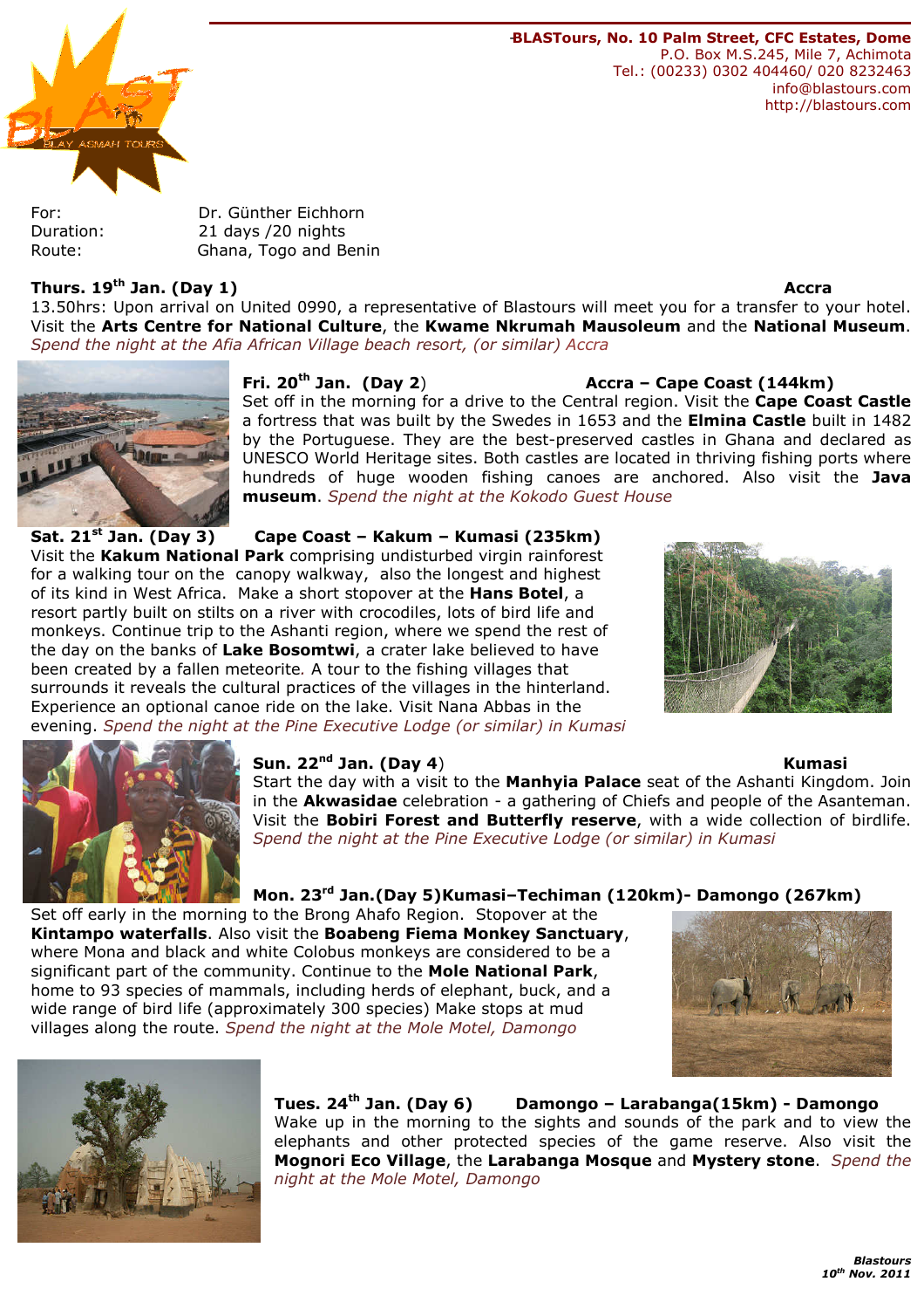BLASTours, No. 10 Palm Street, CFC Estates, Dome
P.O. Box M.S.245, Mile 7, Achimota
Tel.: (00233) 0302 404460/ 020 8232463
info@blastours.com
http://blastours.com

For: Dr. Günther Eichhorn
Duration: 21 days /20 nights
Route: Ghana, Togo and Benin

**Thurs. 19th Jan. (Day 1)** **Accra**

13.50hrs: Upon arrival on United 0990, a representative of Blastours will meet you for a transfer to your hotel. Visit the **Arts Centre for National Culture**, the **Kwame Nkrumah Mausoleum** and the **National Museum**. *Spend the night at the Afia African Village beach resort, (or similar) Accra*

**Fri. 20th Jan. (Day 2)** **Accra – Cape Coast (144km)**

Set off in the morning for a drive to the Central region. Visit the **Cape Coast Castle** a fortress that was built by the Swedes in 1653 and the **Elmina Castle** built in 1482 by the Portuguese. They are the best-preserved castles in Ghana and declared as UNESCO World Heritage sites. Both castles are located in thriving fishing ports where hundreds of huge wooden fishing canoes are anchored. Also visit the **Java museum**. *Spend the night at the Kokodo Guest House*

**Sat. 21st Jan. (Day 3)** **Cape Coast – Kakum – Kumasi (235km)**

Visit the **Kakum National Park** comprising undisturbed virgin rainforest for a walking tour on the canopy walkway, also the longest and highest of its kind in West Africa. Make a short stopover at the **Hans Botel**, a resort partly built on stilts on a river with crocodiles, lots of bird life and monkeys. Continue trip to the Ashanti region, where we spend the rest of the day on the banks of **Lake Bosomtwi**, a crater lake believed to have been created by a fallen meteorite. A tour to the fishing villages that surrounds it reveals the cultural practices of the villages in the hinterland. Experience an optional canoe ride on the lake. Visit Nana Abbas in the evening. *Spend the night at the Pine Executive Lodge (or similar) in Kumasi*

**Sun. 22nd Jan. (Day 4)** **Kumasi**

Start the day with a visit to the **Manhyia Palace** seat of the Ashanti Kingdom. Join in the **Akwasidae** celebration - a gathering of Chiefs and people of the Asanteman. Visit the **Bobiri Forest and Butterfly reserve**, with a wide collection of birdlife. *Spend the night at the Pine Executive Lodge (or similar) in Kumasi*

**Mon. 23rd Jan.(Day 5)Kumasi–Techiman (120km)- Damongo (267km)**

Set off early in the morning to the Brong Ahafo Region. Stopover at the **Kintampo waterfalls**. Also visit the **Boabeng Fiema Monkey Sanctuary**, where Mona and black and white Colobus monkeys are considered to be a significant part of the community. Continue to the **Mole National Park**, home to 93 species of mammals, including herds of elephant, buck, and a wide range of bird life (approximately 300 species) Make stops at mud villages along the route. *Spend the night at the Mole Motel, Damongo*

**Tues. 24th Jan. (Day 6)** **Damongo – Larabanga(15km) - Damongo**

Wake up in the morning to the sights and sounds of the park and to view the elephants and other protected species of the game reserve. Also visit the **Mognori Eco Village**, the **Larabanga Mosque** and **Mystery stone**. *Spend the night at the Mole Motel, Damongo*

***Blastours***
***10th Nov. 2011***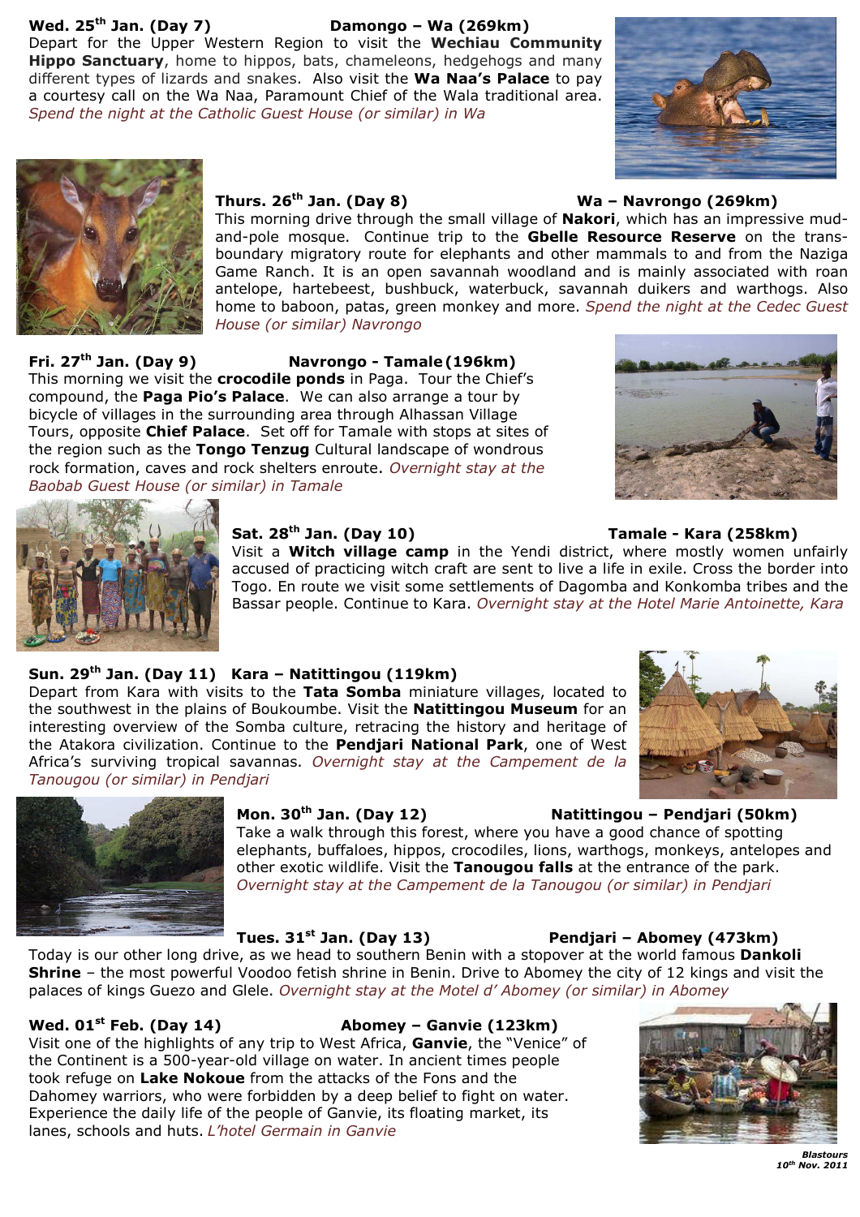**Wed. 25th Jan. (Day 7) Damongo – Wa (269km)**

Depart for the Upper Western Region to visit the **Wechiau Community Hippo Sanctuary**, home to hippos, bats, chameleons, hedgehogs and many different types of lizards and snakes. Also visit the **Wa Naa's Palace** to pay a courtesy call on the Wa Naa, Paramount Chief of the Wala traditional area. *Spend the night at the Catholic Guest House (or similar) in Wa*

**Thurs. 26th Jan. (Day 8) Wa – Navrongo (269km)**

This morning drive through the small village of **Nakori**, which has an impressive mud-and-pole mosque. Continue trip to the **Gbelle Resource Reserve** on the trans-boundary migratory route for elephants and other mammals to and from the Naziga Game Ranch. It is an open savannah woodland and is mainly associated with roan antelope, hartebeest, bushbuck, waterbuck, savannah duikers and warthogs. Also home to baboon, patas, green monkey and more. *Spend the night at the Cedec Guest House (or similar) Navrongo*

**Fri. 27th Jan. (Day 9) Navrongo - Tamale (196km)**

This morning we visit the **crocodile ponds** in Paga. Tour the Chief's compound, the **Paga Pio's Palace**. We can also arrange a tour by bicycle of villages in the surrounding area through Alhassan Village Tours, opposite **Chief Palace**. Set off for Tamale with stops at sites of the region such as the **Tongo Tenzug** Cultural landscape of wondrous rock formation, caves and rock shelters enroute. *Overnight stay at the Baobab Guest House (or similar) in Tamale*

**Sat. 28th Jan. (Day 10) Tamale - Kara (258km)**

Visit a **Witch village camp** in the Yendi district, where mostly women unfairly accused of practicing witch craft are sent to live a life in exile. Cross the border into Togo. En route we visit some settlements of Dagomba and Konkomba tribes and the Bassar people. Continue to Kara. *Overnight stay at the Hotel Marie Antoinette, Kara*

**Sun. 29th Jan. (Day 11) Kara – Natittingou (119km)**

Depart from Kara with visits to the **Tata Somba** miniature villages, located to the southwest in the plains of Boukoumbe. Visit the **Natittingou Museum** for an interesting overview of the Somba culture, retracing the history and heritage of the Atakora civilization. Continue to the **Pendjari National Park**, one of West Africa's surviving tropical savannas. *Overnight stay at the Campement de la Tanougou (or similar) in Pendjari*

**Mon. 30th Jan. (Day 12) Natittingou – Pendjari (50km)**

Take a walk through this forest, where you have a good chance of spotting elephants, buffaloes, hippos, crocodiles, lions, warthogs, monkeys, antelopes and other exotic wildlife. Visit the **Tanougou falls** at the entrance of the park. *Overnight stay at the Campement de la Tanougou (or similar) in Pendjari*

**Tues. 31st Jan. (Day 13) Pendjari – Abomey (473km)**

Today is our other long drive, as we head to southern Benin with a stopover at the world famous **Dankoli Shrine** – the most powerful Voodoo fetish shrine in Benin. Drive to Abomey the city of 12 kings and visit the palaces of kings Guezo and Glele. *Overnight stay at the Motel d' Abomey (or similar) in Abomey*

**Wed. 01st Feb. (Day 14) Abomey – Ganvie (123km)**

Visit one of the highlights of any trip to West Africa, **Ganvie**, the "Venice" of the Continent is a 500-year-old village on water. In ancient times people took refuge on **Lake Nokoue** from the attacks of the Fons and the Dahomey warriors, who were forbidden by a deep belief to fight on water. Experience the daily life of the people of Ganvie, its floating market, its lanes, schools and huts. *L'hotel Germain in Ganvie*

***Blastours***
***10th Nov. 2011***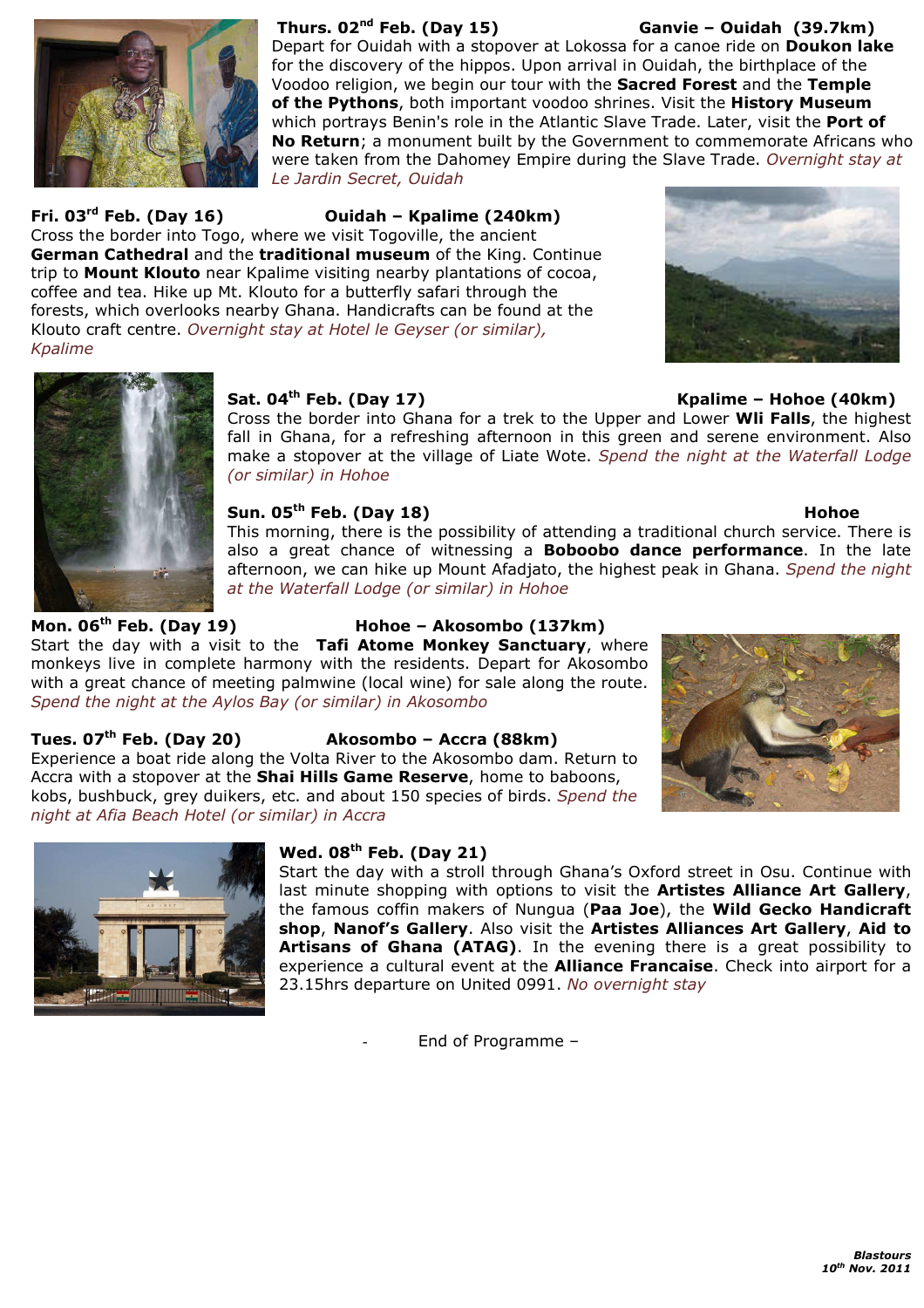**Thurs. 02nd Feb. (Day 15) Ganvie – Ouidah (39.7km)**

Depart for Ouidah with a stopover at Lokossa for a canoe ride on **Doukon lake** for the discovery of the hippos. Upon arrival in Ouidah, the birthplace of the Voodoo religion, we begin our tour with the **Sacred Forest** and the **Temple of the Pythons**, both important voodoo shrines. Visit the **History Museum** which portrays Benin's role in the Atlantic Slave Trade. Later, visit the **Port of No Return**; a monument built by the Government to commemorate Africans who were taken from the Dahomey Empire during the Slave Trade. *Overnight stay at Le Jardin Secret, Ouidah*

**Fri. 03rd Feb. (Day 16) Ouidah – Kpalime (240km)**

Cross the border into Togo, where we visit Togoville, the ancient **German Cathedral** and the **traditional museum** of the King. Continue trip to **Mount Klouto** near Kpalime visiting nearby plantations of cocoa, coffee and tea. Hike up Mt. Klouto for a butterfly safari through the forests, which overlooks nearby Ghana. Handicrafts can be found at the Klouto craft centre. *Overnight stay at Hotel le Geyser (or similar), Kpalime*

**Sat. 04th Feb. (Day 17) Kpalime – Hohoe (40km)**

Cross the border into Ghana for a trek to the Upper and Lower **Wli Falls**, the highest fall in Ghana, for a refreshing afternoon in this green and serene environment. Also make a stopover at the village of Liate Wote. *Spend the night at the Waterfall Lodge (or similar) in Hohoe*

**Sun. 05th Feb. (Day 18) Hohoe**

This morning, there is the possibility of attending a traditional church service. There is also a great chance of witnessing a **Boboobo dance performance**. In the late afternoon, we can hike up Mount Afadjato, the highest peak in Ghana. *Spend the night at the Waterfall Lodge (or similar) in Hohoe*

**Mon. 06th Feb. (Day 19) Hohoe – Akosombo (137km)**

Start the day with a visit to the **Tafi Atome Monkey Sanctuary**, where monkeys live in complete harmony with the residents. Depart for Akosombo with a great chance of meeting palmwine (local wine) for sale along the route. *Spend the night at the Aylos Bay (or similar) in Akosombo*

**Tues. 07th Feb. (Day 20) Akosombo – Accra (88km)**

Experience a boat ride along the Volta River to the Akosombo dam. Return to Accra with a stopover at the **Shai Hills Game Reserve**, home to baboons, kobs, bushbuck, grey duikers, etc. and about 150 species of birds. *Spend the night at Afia Beach Hotel (or similar) in Accra*

**Wed. 08th Feb. (Day 21)**

Start the day with a stroll through Ghana's Oxford street in Osu. Continue with last minute shopping with options to visit the **Artistes Alliance Art Gallery**, the famous coffin makers of Nungua (**Paa Joe**), the **Wild Gecko Handicraft shop**, **Nanof's Gallery**. Also visit the **Artistes Alliances Art Gallery**, **Aid to Artisans of Ghana (ATAG)**. In the evening there is a great possibility to experience a cultural event at the **Alliance Francaise**. Check into airport for a 23.15hrs departure on United 0991. *No overnight stay*

\- End of Programme –

***Blastours***
***10th Nov. 2011***